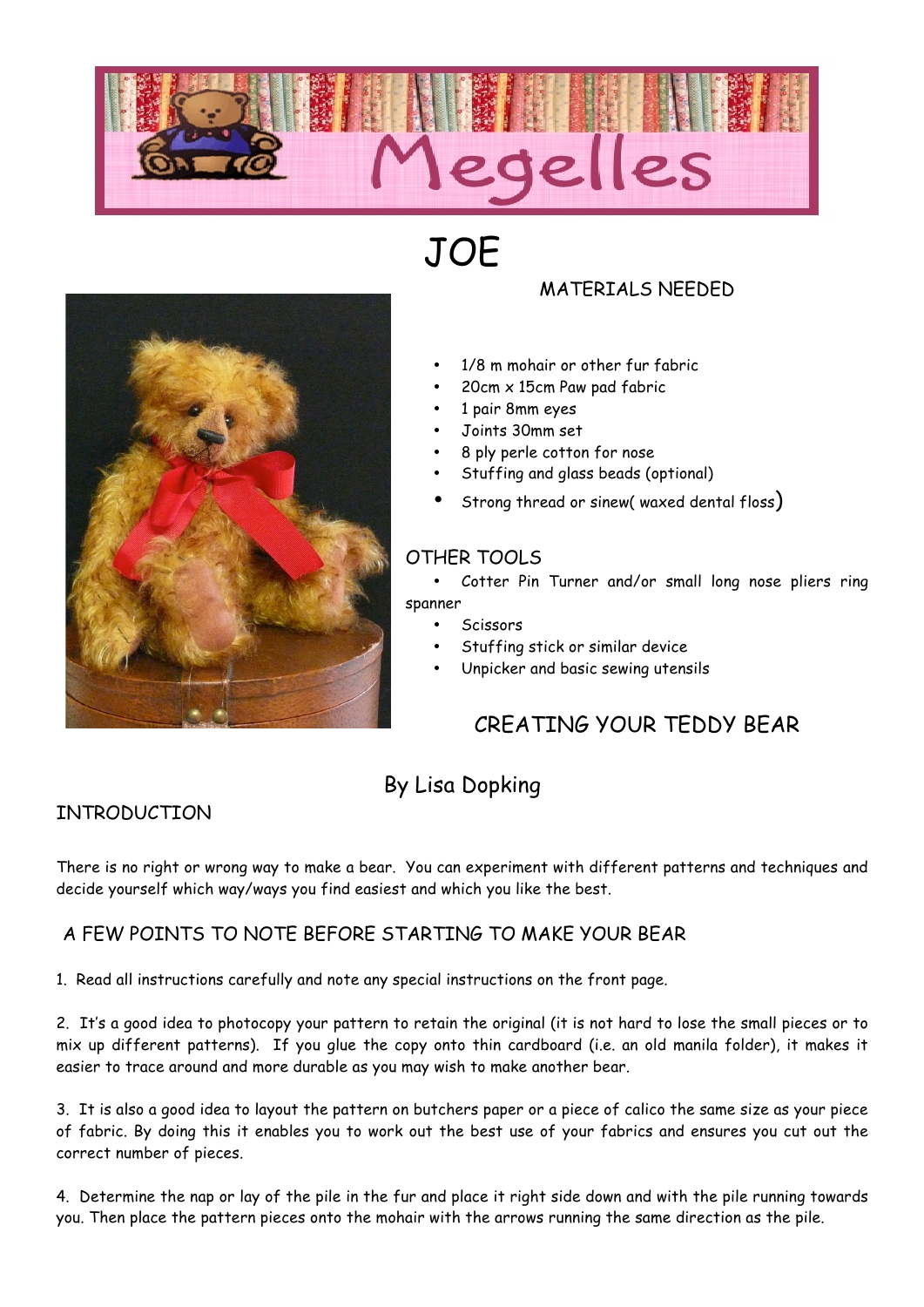Megelles

# JOE

## MATERIALS NEEDED

- 1/8 m mohair or other fur fabric
- 20cm x 15cm Paw pad fabric
- 1 pair 8mm eyes
- Joints 30mm set
- 8 ply perle cotton for nose
- Stuffing and glass beads (optional)
- Strong thread or sinew( waxed dental floss)

## OTHER TOOLS

- Cotter Pin Turner and/or small long nose pliers ring spanner
- Scissors
- Stuffing stick or similar device
- Unpicker and basic sewing utensils

## CREATING YOUR TEDDY BEAR

By Lisa Dopking

## INTRODUCTION

There is no right or wrong way to make a bear. You can experiment with different patterns and techniques and decide yourself which way/ways you find easiest and which you like the best.

## A FEW POINTS TO NOTE BEFORE STARTING TO MAKE YOUR BEAR

1. Read all instructions carefully and note any special instructions on the front page.

2. It's a good idea to photocopy your pattern to retain the original (it is not hard to lose the small pieces or to mix up different patterns). If you glue the copy onto thin cardboard (i.e. an old manila folder), it makes it easier to trace around and more durable as you may wish to make another bear.

3. It is also a good idea to layout the pattern on butchers paper or a piece of calico the same size as your piece of fabric. By doing this it enables you to work out the best use of your fabrics and ensures you cut out the correct number of pieces.

4. Determine the nap or lay of the pile in the fur and place it right side down and with the pile running towards you. Then place the pattern pieces onto the mohair with the arrows running the same direction as the pile.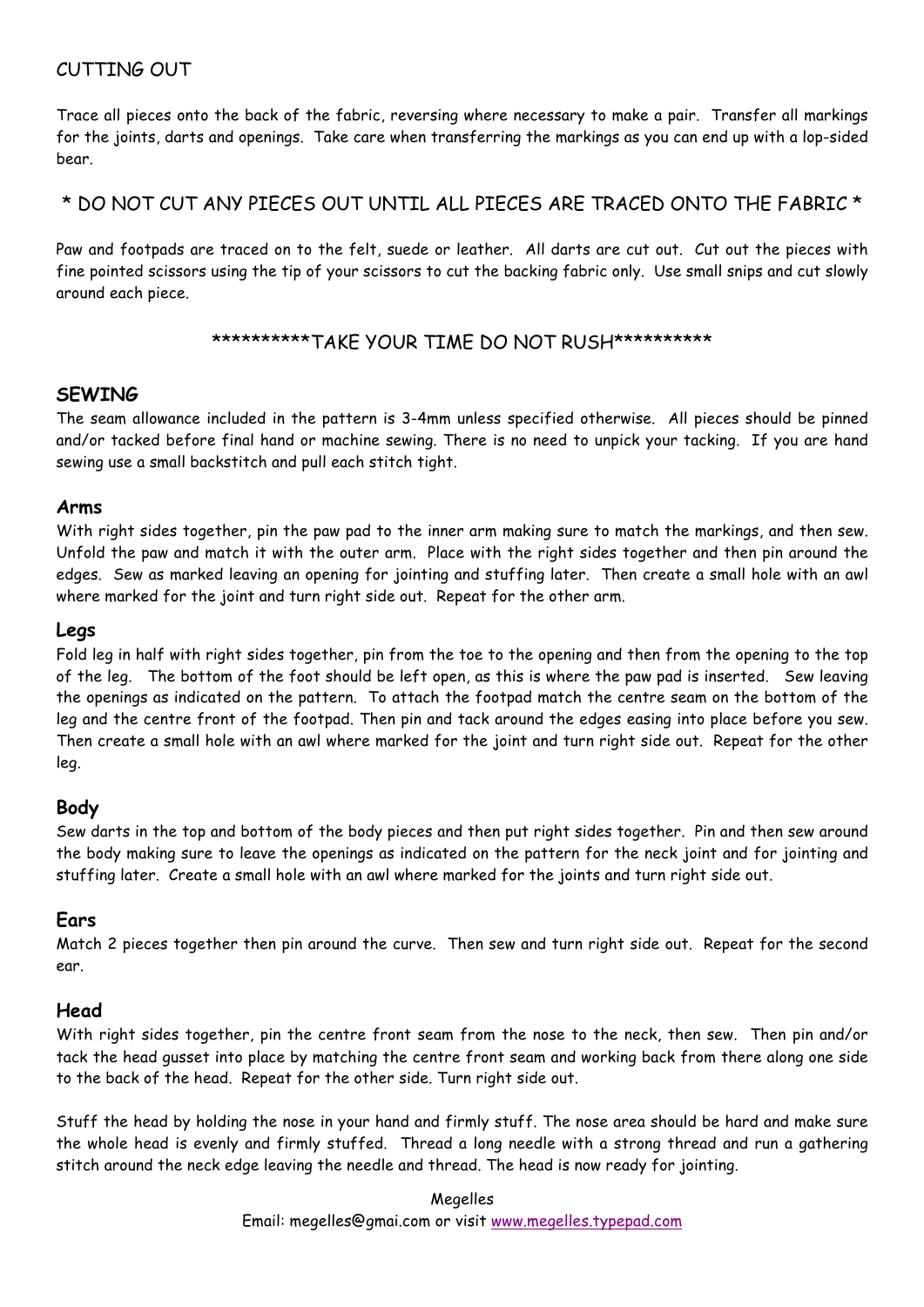## CUTTING OUT

Trace all pieces onto the back of the fabric, reversing where necessary to make a pair. Transfer all markings for the joints, darts and openings. Take care when transferring the markings as you can end up with a lop-sided bear.

\* DO NOT CUT ANY PIECES OUT UNTIL ALL PIECES ARE TRACED ONTO THE FABRIC \*

Paw and footpads are traced on to the felt, suede or leather. All darts are cut out. Cut out the pieces with fine pointed scissors using the tip of your scissors to cut the backing fabric only. Use small snips and cut slowly around each piece.

\*\*\*\*\*\*\*\*\*\*TAKE YOUR TIME DO NOT RUSH\*\*\*\*\*\*\*\*\*\*

## SEWING

The seam allowance included in the pattern is 3-4mm unless specified otherwise. All pieces should be pinned and/or tacked before final hand or machine sewing. There is no need to unpick your tacking. If you are hand sewing use a small backstitch and pull each stitch tight.

### Arms

With right sides together, pin the paw pad to the inner arm making sure to match the markings, and then sew. Unfold the paw and match it with the outer arm. Place with the right sides together and then pin around the edges. Sew as marked leaving an opening for jointing and stuffing later. Then create a small hole with an awl where marked for the joint and turn right side out. Repeat for the other arm.

### Legs

Fold leg in half with right sides together, pin from the toe to the opening and then from the opening to the top of the leg. The bottom of the foot should be left open, as this is where the paw pad is inserted. Sew leaving the openings as indicated on the pattern. To attach the footpad match the centre seam on the bottom of the leg and the centre front of the footpad. Then pin and tack around the edges easing into place before you sew. Then create a small hole with an awl where marked for the joint and turn right side out. Repeat for the other leg.

### Body

Sew darts in the top and bottom of the body pieces and then put right sides together. Pin and then sew around the body making sure to leave the openings as indicated on the pattern for the neck joint and for jointing and stuffing later. Create a small hole with an awl where marked for the joints and turn right side out.

### Ears

Match 2 pieces together then pin around the curve. Then sew and turn right side out. Repeat for the second ear.

### Head

With right sides together, pin the centre front seam from the nose to the neck, then sew. Then pin and/or tack the head gusset into place by matching the centre front seam and working back from there along one side to the back of the head. Repeat for the other side. Turn right side out.

Stuff the head by holding the nose in your hand and firmly stuff. The nose area should be hard and make sure the whole head is evenly and firmly stuffed. Thread a long needle with a strong thread and run a gathering stitch around the neck edge leaving the needle and thread. The head is now ready for jointing.

Megelles
Email: megelles@gmai.com or visit www.megelles.typepad.com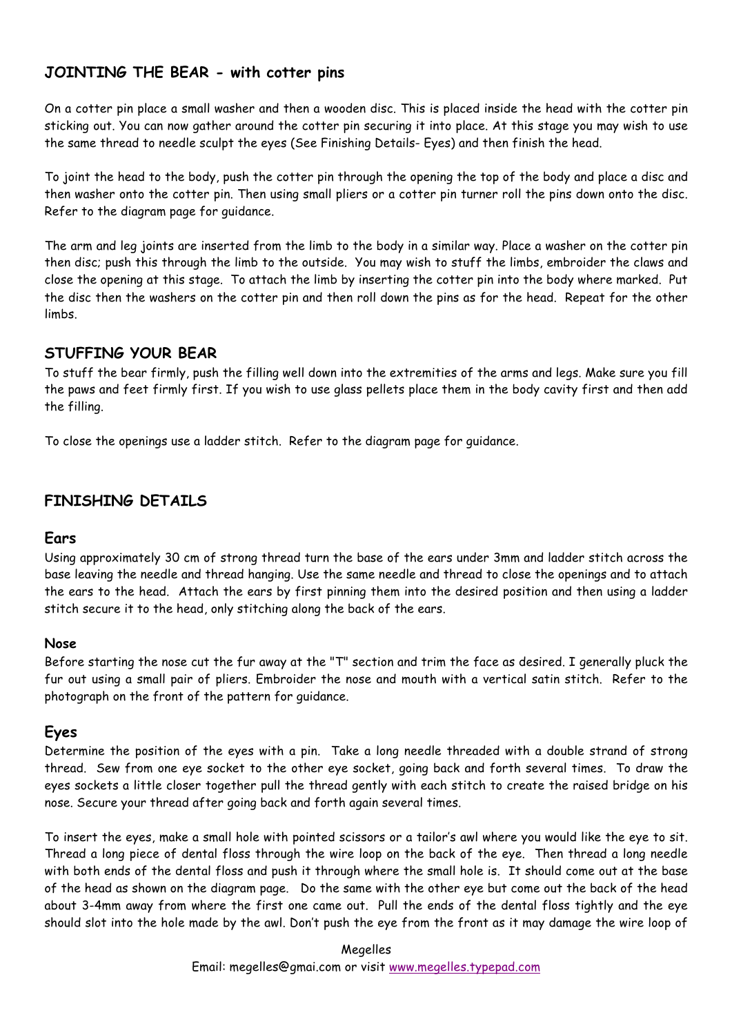## JOINTING THE BEAR - with cotter pins

On a cotter pin place a small washer and then a wooden disc. This is placed inside the head with the cotter pin sticking out. You can now gather around the cotter pin securing it into place. At this stage you may wish to use the same thread to needle sculpt the eyes (See Finishing Details- Eyes) and then finish the head.

To joint the head to the body, push the cotter pin through the opening the top of the body and place a disc and then washer onto the cotter pin. Then using small pliers or a cotter pin turner roll the pins down onto the disc. Refer to the diagram page for guidance.

The arm and leg joints are inserted from the limb to the body in a similar way. Place a washer on the cotter pin then disc; push this through the limb to the outside. You may wish to stuff the limbs, embroider the claws and close the opening at this stage. To attach the limb by inserting the cotter pin into the body where marked. Put the disc then the washers on the cotter pin and then roll down the pins as for the head. Repeat for the other limbs.

## STUFFING YOUR BEAR

To stuff the bear firmly, push the filling well down into the extremities of the arms and legs. Make sure you fill the paws and feet firmly first. If you wish to use glass pellets place them in the body cavity first and then add the filling.

To close the openings use a ladder stitch. Refer to the diagram page for guidance.

## FINISHING DETAILS

### Ears

Using approximately 30 cm of strong thread turn the base of the ears under 3mm and ladder stitch across the base leaving the needle and thread hanging. Use the same needle and thread to close the openings and to attach the ears to the head. Attach the ears by first pinning them into the desired position and then using a ladder stitch secure it to the head, only stitching along the back of the ears.

#### Nose

Before starting the nose cut the fur away at the "T" section and trim the face as desired. I generally pluck the fur out using a small pair of pliers. Embroider the nose and mouth with a vertical satin stitch. Refer to the photograph on the front of the pattern for guidance.

### Eyes

Determine the position of the eyes with a pin. Take a long needle threaded with a double strand of strong thread. Sew from one eye socket to the other eye socket, going back and forth several times. To draw the eyes sockets a little closer together pull the thread gently with each stitch to create the raised bridge on his nose. Secure your thread after going back and forth again several times.

To insert the eyes, make a small hole with pointed scissors or a tailor's awl where you would like the eye to sit. Thread a long piece of dental floss through the wire loop on the back of the eye. Then thread a long needle with both ends of the dental floss and push it through where the small hole is. It should come out at the base of the head as shown on the diagram page. Do the same with the other eye but come out the back of the head about 3-4mm away from where the first one came out. Pull the ends of the dental floss tightly and the eye should slot into the hole made by the awl. Don't push the eye from the front as it may damage the wire loop of

Megelles
Email: megelles@gmai.com or visit www.megelles.typepad.com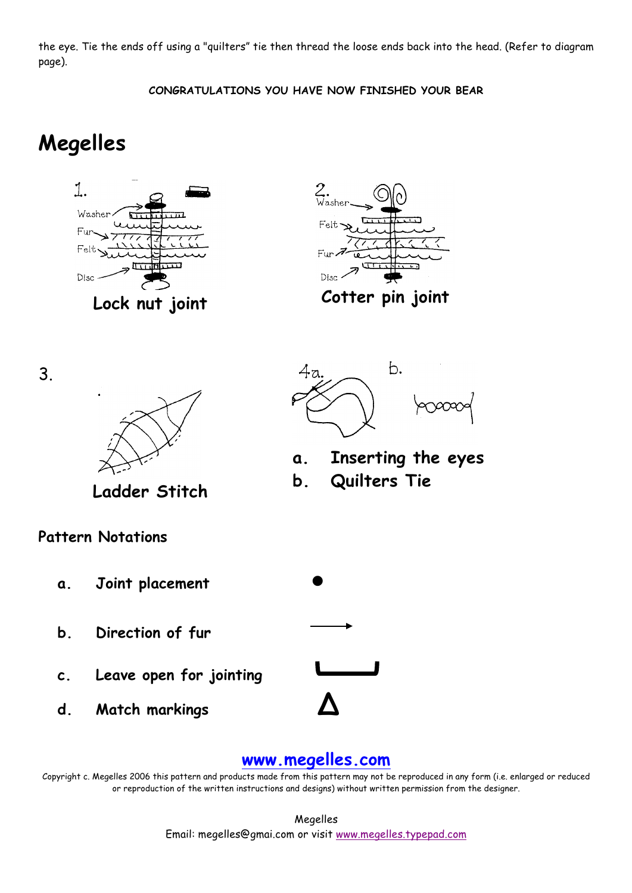the eye. Tie the ends off using a "quilters" tie then thread the loose ends back into the head. (Refer to diagram page).

**CONGRATULATIONS YOU HAVE NOW FINISHED YOUR BEAR**

# Megelles

1\. Washer, Fur, Felt, Disc

**Lock nut joint**

2\. Washer, Felt, Fur, Disc

**Cotter pin joint**

3\.

**Ladder Stitch**

4a. b.

a. **Inserting the eyes**

b. **Quilters Tie**

## Pattern Notations

a. **Joint placement** ●

b. **Direction of fur** ⟶

c. **Leave open for jointing** ⎵

d. **Match markings** Δ

**www.megelles.com**

Copyright c. Megelles 2006 this pattern and products made from this pattern may not be reproduced in any form (i.e. enlarged or reduced or reproduction of the written instructions and designs) without written permission from the designer.

Megelles

Email: megelles@gmai.com or visit www.megelles.typepad.com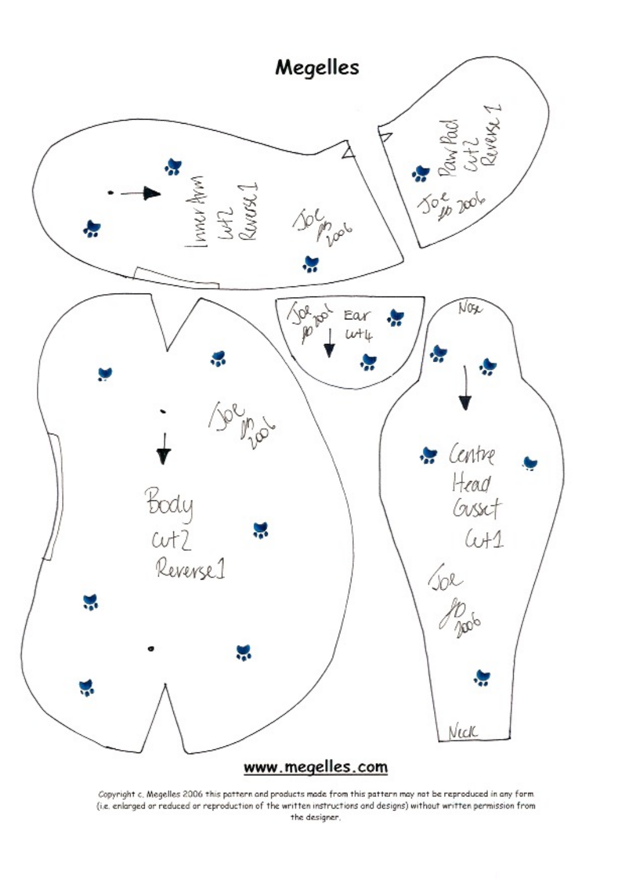# Megelles

Inner Arm
Cut 2
Reverse 1

Joe
JB 2006

Paw Pad
Cut 2
Reverse 1

Joe
JB 2006

Joe
JB 2001
Ear
Cut 4

Nose

Body
Cut 2
Reverse 1

Joe
JB 2006

Centre
Head
Gusset
Cut 1

Joe
JB 2006

Neck

**www.megelles.com**

Copyright c. Megelles 2006 this pattern and products made from this pattern may not be reproduced in any form (i.e. enlarged or reduced or reproduction of the written instructions and designs) without written permission from the designer.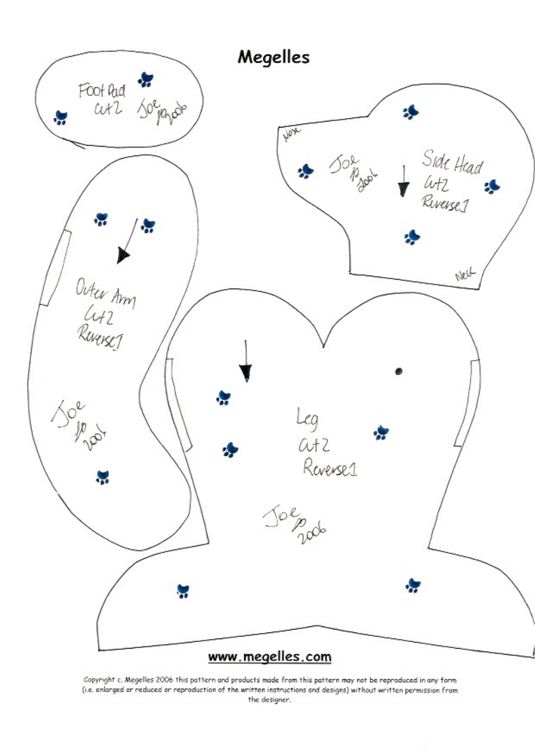# Megelles

Foot Pad
Cut 2
Joe
P 2006

Nose

Joe
P 2006

Side Head
Cut 2
Reverse 1

Neck

Outer Arm
Cut 2
Reverse 1

Joe
P 2006

Leg
Cut 2
Reverse 1

Joe
P 2006

**www.megelles.com**

Copyright c. Megelles 2006 this pattern and products made from this pattern may not be reproduced in any form (i.e. enlarged or reduced or reproduction of the written instructions and designs) without written permission from the designer.